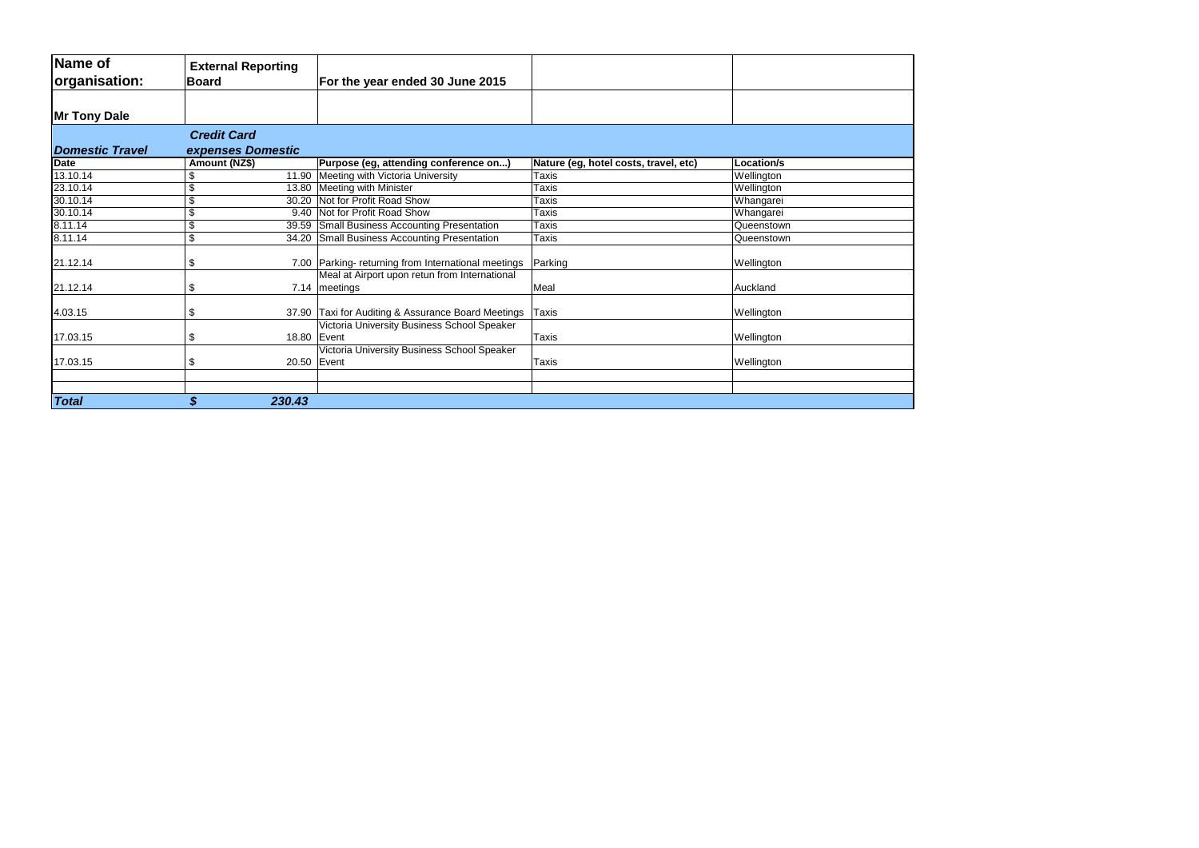| Name of organisation: | External Reporting Board | For the year ended 30 June 2015 | | |
|---|---|---|---|---|
| **Mr Tony Dale** | | | | |
| ***Domestic Travel*** | ***Credit Card expenses Domestic*** | | | |
| **Date** | **Amount (NZ$)** | **Purpose (eg, attending conference on...)** | **Nature (eg, hotel costs, travel, etc)** | **Location/s** |
| 13.10.14 | $ 11.90 | Meeting with Victoria University | Taxis | Wellington |
| 23.10.14 | $ 13.80 | Meeting with Minister | Taxis | Wellington |
| 30.10.14 | $ 30.20 | Not for Profit Road Show | Taxis | Whangarei |
| 30.10.14 | $ 9.40 | Not for Profit Road Show | Taxis | Whangarei |
| 8.11.14 | $ 39.59 | Small Business Accounting Presentation | Taxis | Queenstown |
| 8.11.14 | $ 34.20 | Small Business Accounting Presentation | Taxis | Queenstown |
| 21.12.14 | $ 7.00 | Parking- returning from International meetings | Parking | Wellington |
| 21.12.14 | $ 7.14 | Meal at Airport upon retun from International meetings | Meal | Auckland |
| 4.03.15 | $ 37.90 | Taxi for Auditing & Assurance Board Meetings | Taxis | Wellington |
| 17.03.15 | $ 18.80 | Victoria University Business School Speaker Event | Taxis | Wellington |
| 17.03.15 | $ 20.50 | Victoria University Business School Speaker Event | Taxis | Wellington |
| | | | | |
| | | | | |
| ***Total*** | ***$ 230.43*** | | | |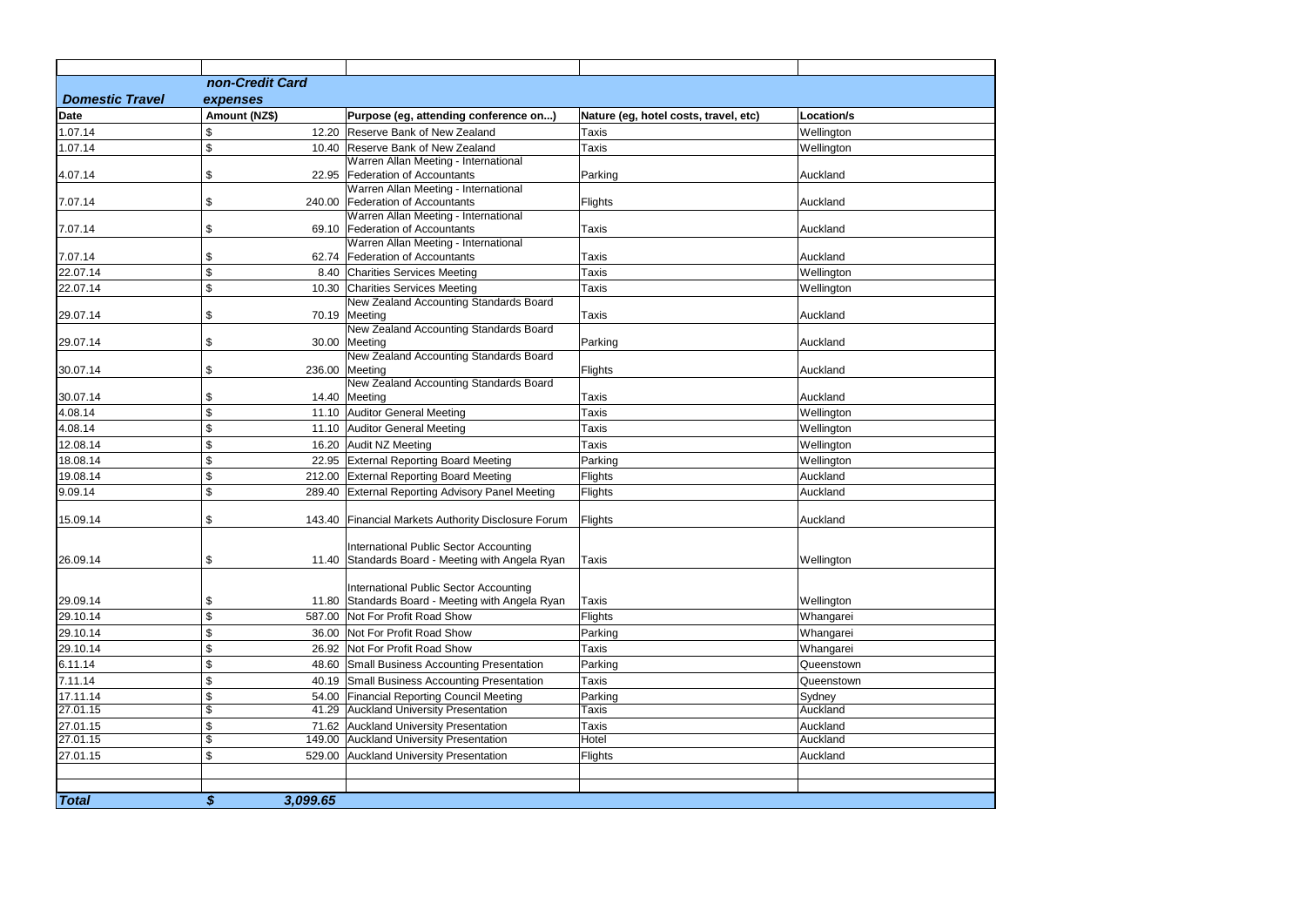| Domestic Travel | non-Credit Card expenses | | | |
|---|---|---|---|---|
| **Date** | **Amount (NZ$)** | **Purpose (eg, attending conference on...)** | **Nature (eg, hotel costs, travel, etc)** | **Location/s** |
| 1.07.14 | $ 12.20 | Reserve Bank of New Zealand | Taxis | Wellington |
| 1.07.14 | $ 10.40 | Reserve Bank of New Zealand | Taxis | Wellington |
| 4.07.14 | $ 22.95 | Warren Allan Meeting - International Federation of Accountants | Parking | Auckland |
| 7.07.14 | $ 240.00 | Warren Allan Meeting - International Federation of Accountants | Flights | Auckland |
| 7.07.14 | $ 69.10 | Warren Allan Meeting - International Federation of Accountants | Taxis | Auckland |
| 7.07.14 | $ 62.74 | Warren Allan Meeting - International Federation of Accountants | Taxis | Auckland |
| 22.07.14 | $ 8.40 | Charities Services Meeting | Taxis | Wellington |
| 22.07.14 | $ 10.30 | Charities Services Meeting | Taxis | Wellington |
| 29.07.14 | $ 70.19 | New Zealand Accounting Standards Board Meeting | Taxis | Auckland |
| 29.07.14 | $ 30.00 | New Zealand Accounting Standards Board Meeting | Parking | Auckland |
| 30.07.14 | $ 236.00 | New Zealand Accounting Standards Board Meeting | Flights | Auckland |
| 30.07.14 | $ 14.40 | New Zealand Accounting Standards Board Meeting | Taxis | Auckland |
| 4.08.14 | $ 11.10 | Auditor General Meeting | Taxis | Wellington |
| 4.08.14 | $ 11.10 | Auditor General Meeting | Taxis | Wellington |
| 12.08.14 | $ 16.20 | Audit NZ Meeting | Taxis | Wellington |
| 18.08.14 | $ 22.95 | External Reporting Board Meeting | Parking | Wellington |
| 19.08.14 | $ 212.00 | External Reporting Board Meeting | Flights | Auckland |
| 9.09.14 | $ 289.40 | External Reporting Advisory Panel Meeting | Flights | Auckland |
| 15.09.14 | $ 143.40 | Financial Markets Authority Disclosure Forum | Flights | Auckland |
| 26.09.14 | $ 11.40 | International Public Sector Accounting Standards Board - Meeting with Angela Ryan | Taxis | Wellington |
| 29.09.14 | $ 11.80 | International Public Sector Accounting Standards Board - Meeting with Angela Ryan | Taxis | Wellington |
| 29.10.14 | $ 587.00 | Not For Profit Road Show | Flights | Whangarei |
| 29.10.14 | $ 36.00 | Not For Profit Road Show | Parking | Whangarei |
| 29.10.14 | $ 26.92 | Not For Profit Road Show | Taxis | Whangarei |
| 6.11.14 | $ 48.60 | Small Business Accounting Presentation | Parking | Queenstown |
| 7.11.14 | $ 40.19 | Small Business Accounting Presentation | Taxis | Queenstown |
| 17.11.14 | $ 54.00 | Financial Reporting Council Meeting | Parking | Sydney |
| 27.01.15 | $ 41.29 | Auckland University Presentation | Taxis | Auckland |
| 27.01.15 | $ 71.62 | Auckland University Presentation | Taxis | Auckland |
| 27.01.15 | $ 149.00 | Auckland University Presentation | Hotel | Auckland |
| 27.01.15 | $ 529.00 | Auckland University Presentation | Flights | Auckland |
| | | | | |
| | | | | |
| ***Total*** | ***$ 3,099.65*** | | | |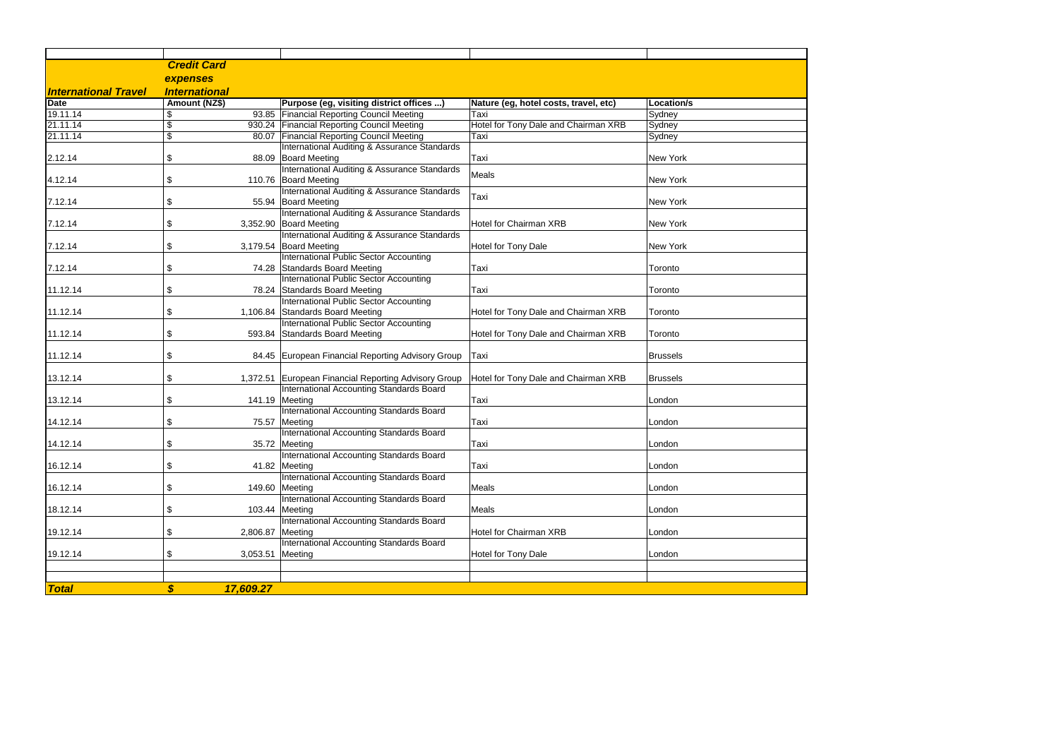| International Travel | Credit Card expenses International | | | |
| --- | --- | --- | --- | --- |
| Date | Amount (NZ$) | Purpose (eg, visiting district offices ...) | Nature (eg, hotel costs, travel, etc) | Location/s |
| 19.11.14 | $ 93.85 | Financial Reporting Council Meeting | Taxi | Sydney |
| 21.11.14 | $ 930.24 | Financial Reporting Council Meeting | Hotel for Tony Dale and Chairman XRB | Sydney |
| 21.11.14 | $ 80.07 | Financial Reporting Council Meeting | Taxi | Sydney |
| 2.12.14 | $ 88.09 | International Auditing & Assurance Standards Board Meeting | Taxi | New York |
| 4.12.14 | $ 110.76 | International Auditing & Assurance Standards Board Meeting | Meals | New York |
| 7.12.14 | $ 55.94 | International Auditing & Assurance Standards Board Meeting | Taxi | New York |
| 7.12.14 | $ 3,352.90 | International Auditing & Assurance Standards Board Meeting | Hotel for Chairman XRB | New York |
| 7.12.14 | $ 3,179.54 | International Auditing & Assurance Standards Board Meeting | Hotel for Tony Dale | New York |
| 7.12.14 | $ 74.28 | International Public Sector Accounting Standards Board Meeting | Taxi | Toronto |
| 11.12.14 | $ 78.24 | International Public Sector Accounting Standards Board Meeting | Taxi | Toronto |
| 11.12.14 | $ 1,106.84 | International Public Sector Accounting Standards Board Meeting | Hotel for Tony Dale and Chairman XRB | Toronto |
| 11.12.14 | $ 593.84 | International Public Sector Accounting Standards Board Meeting | Hotel for Tony Dale and Chairman XRB | Toronto |
| 11.12.14 | $ 84.45 | European Financial Reporting Advisory Group | Taxi | Brussels |
| 13.12.14 | $ 1,372.51 | European Financial Reporting Advisory Group | Hotel for Tony Dale and Chairman XRB | Brussels |
| 13.12.14 | $ 141.19 | International Accounting Standards Board Meeting | Taxi | London |
| 14.12.14 | $ 75.57 | International Accounting Standards Board Meeting | Taxi | London |
| 14.12.14 | $ 35.72 | International Accounting Standards Board Meeting | Taxi | London |
| 16.12.14 | $ 41.82 | International Accounting Standards Board Meeting | Taxi | London |
| 16.12.14 | $ 149.60 | International Accounting Standards Board Meeting | Meals | London |
| 18.12.14 | $ 103.44 | International Accounting Standards Board Meeting | Meals | London |
| 19.12.14 | $ 2,806.87 | International Accounting Standards Board Meeting | Hotel for Chairman XRB | London |
| 19.12.14 | $ 3,053.51 | International Accounting Standards Board Meeting | Hotel for Tony Dale | London |
| **Total** | **$ 17,609.27** | | | |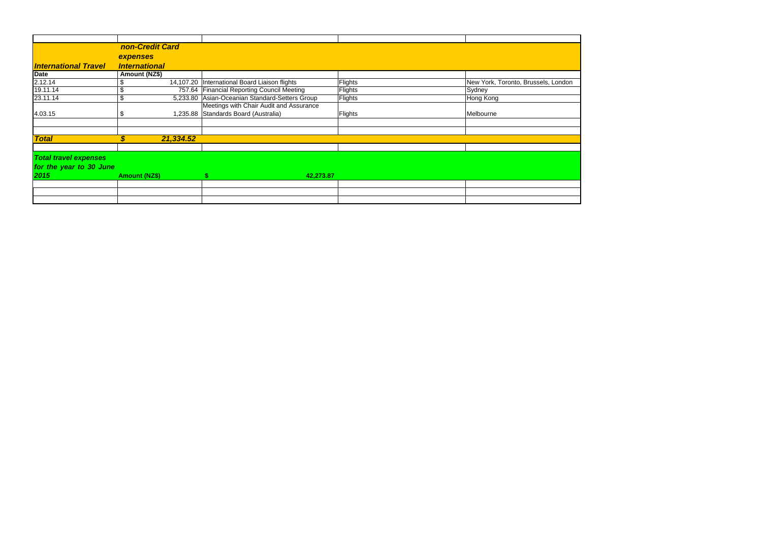| | | | | |
|---|---|---|---|---|
| ***International Travel*** | ***non-Credit Card expenses International*** | | | |
| **Date** | **Amount (NZ$)** | | | |
| 2.12.14 | $ 14,107.20 | International Board Liaison flights | Flights | New York, Toronto, Brussels, London |
| 19.11.14 | $ 757.64 | Financial Reporting Council Meeting | Flights | Sydney |
| 23.11.14 | $ 5,233.80 | Asian-Oceanian Standard-Setters Group | Flights | Hong Kong |
| 4.03.15 | $ 1,235.88 | Meetings with Chair Audit and Assurance Standards Board (Australia) | Flights | Melbourne |
| | | | | |
| | | | | |
| ***Total*** | ***$ 21,334.52*** | | | |
| | | | | |
| ***Total travel expenses for the year to 30 June 2015*** | **Amount (NZ$)** | **$ 42,273.87** | | |
| | | | | |
| | | | | |
| | | | | |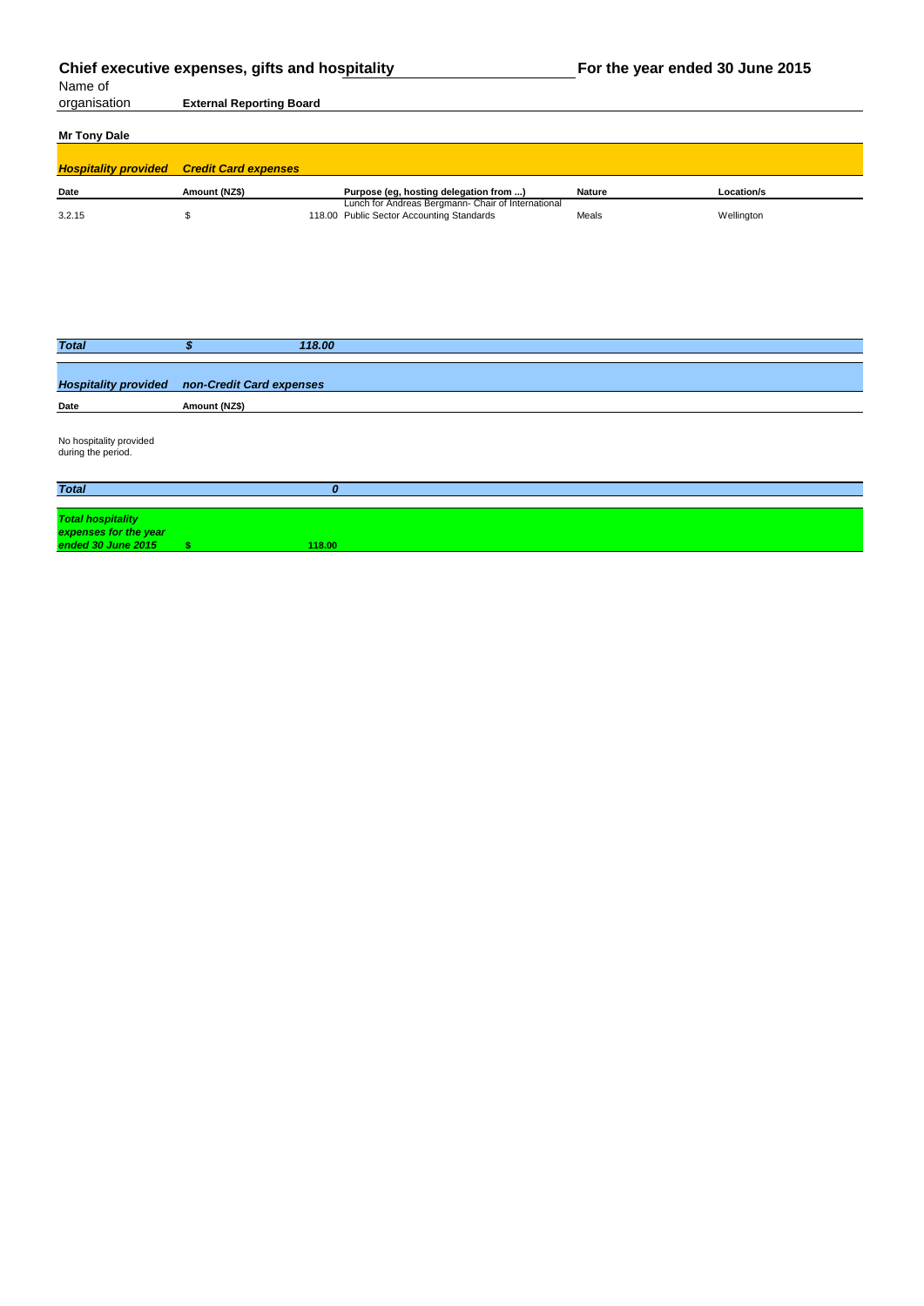## Chief executive expenses, gifts and hospitality — For the year ended 30 June 2015

Name of organisation: **External Reporting Board**

**Mr Tony Dale**

***Hospitality provided — Credit Card expenses***

| Date | Amount (NZ$) | Purpose (eg, hosting delegation from ...) | Nature | Location/s |
|---|---|---|---|---|
| 3.2.15 | $ 118.00 | Lunch for Andreas Bergmann- Chair of International Public Sector Accounting Standards | Meals | Wellington |
| ***Total*** | ***$ 118.00*** | | | |

***Hospitality provided — non-Credit Card expenses***

| Date | Amount (NZ$) |
|---|---|
| No hospitality provided during the period. | |
| ***Total*** | ***0*** |

| | |
|---|---|
| ***Total hospitality expenses for the year ended 30 June 2015*** | **$ 118.00** |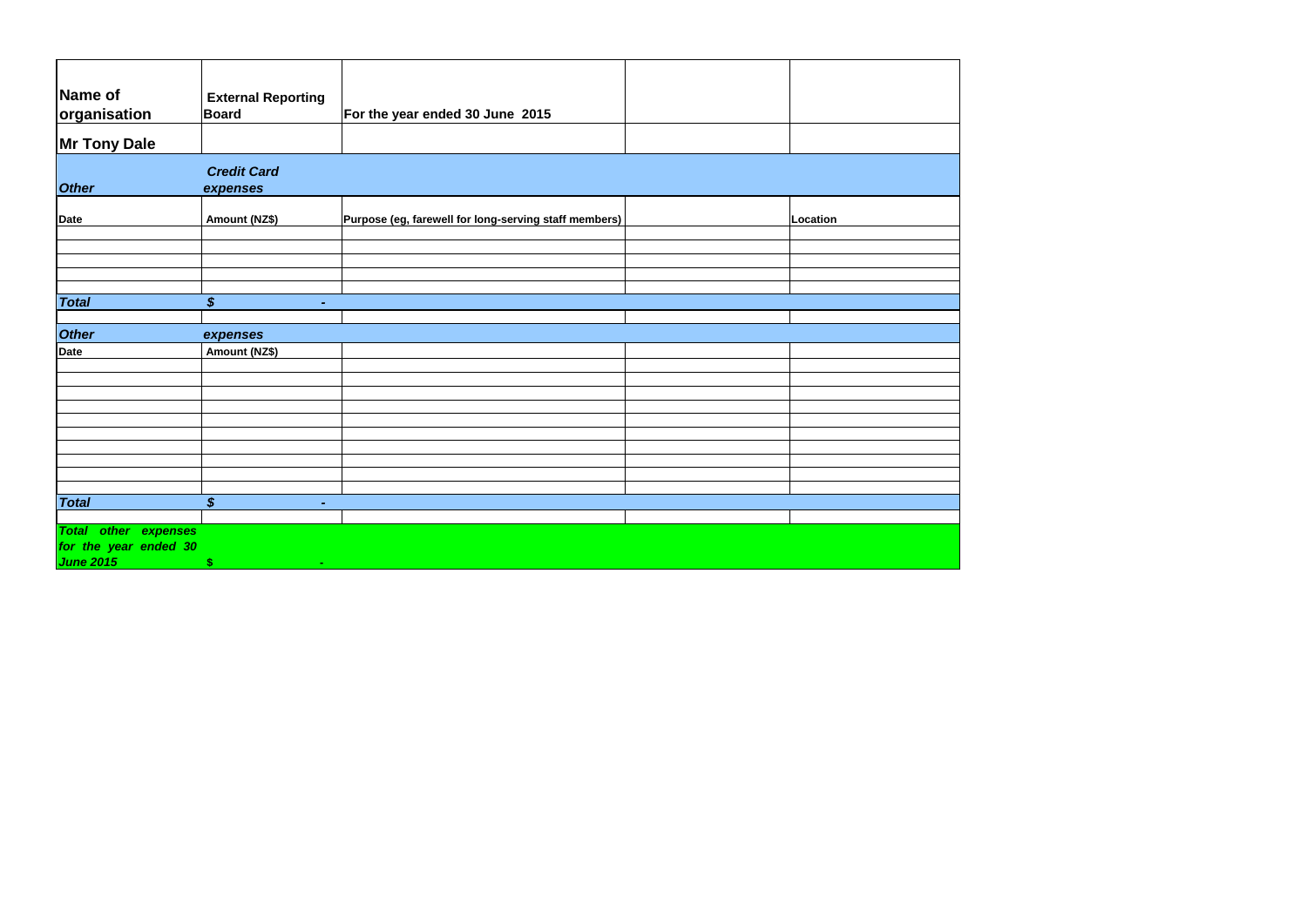| Name of organisation | External Reporting Board | For the year ended 30 June 2015 | | |
|---|---|---|---|---|
| **Mr Tony Dale** | | | | |
| ***Other*** | ***Credit Card expenses*** | | | |
| **Date** | **Amount (NZ$)** | **Purpose (eg, farewell for long-serving staff members)** | | **Location** |
| | | | | |
| | | | | |
| | | | | |
| | | | | |
| | | | | |
| ***Total*** | ***$ -*** | | | |
| | | | | |
| ***Other*** | ***expenses*** | | | |
| **Date** | **Amount (NZ$)** | | | |
| | | | | |
| | | | | |
| | | | | |
| | | | | |
| | | | | |
| | | | | |
| | | | | |
| | | | | |
| | | | | |
| | | | | |
| ***Total*** | ***$ -*** | | | |
| | | | | |
| ***Total other expenses for the year ended 30 June 2015*** | ***$ -*** | | | |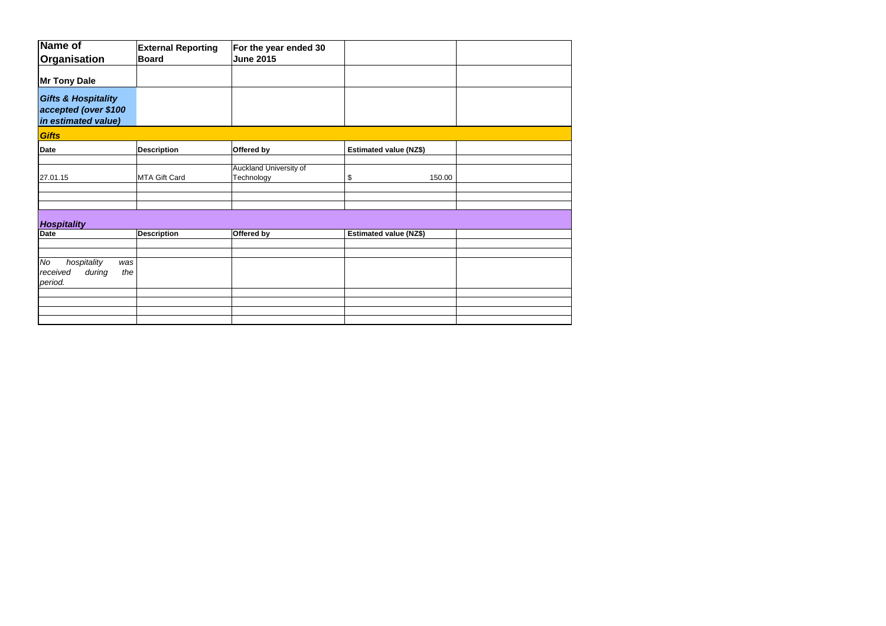| Name of Organisation | External Reporting Board | For the year ended 30 June 2015 | | |
|---|---|---|---|---|
| **Mr Tony Dale** | | | | |
| ***Gifts & Hospitality accepted (over $100 in estimated value)*** | | | | |
| ***Gifts*** | | | | |
| **Date** | **Description** | **Offered by** | **Estimated value (NZ$)** | |
| | | | | |
| 27.01.15 | MTA Gift Card | Auckland University of Technology | $ 150.00 | |
| | | | | |
| | | | | |
| | | | | |
| ***Hospitality*** | | | | |
| **Date** | **Description** | **Offered by** | **Estimated value (NZ$)** | |
| | | | | |
| | | | | |
| *No hospitality was received during the period.* | | | | |
| | | | | |
| | | | | |
| | | | | |
| | | | | |